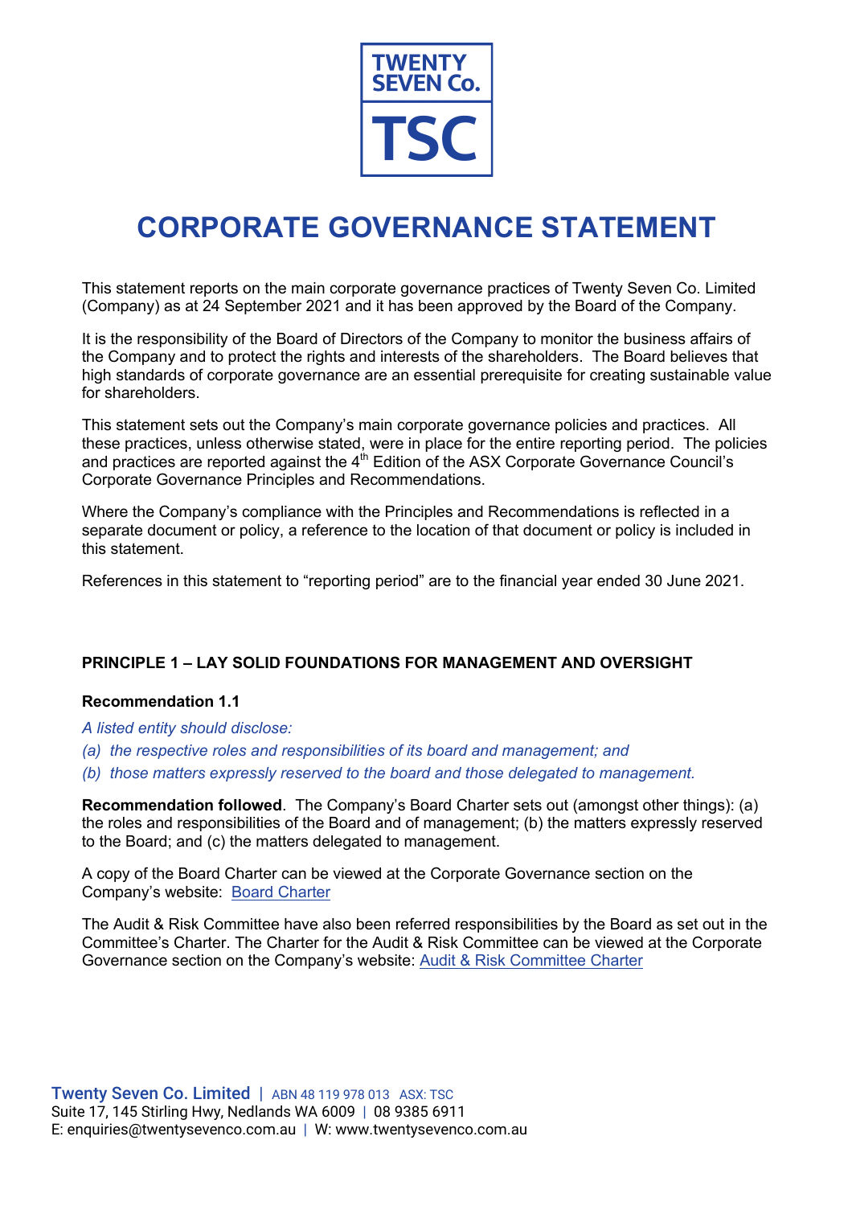# CORPORATE GOVERNANCE STATEMENT

This statement reports on the main corporate governance practices of Twenty Seven Co. Limited (Company) as at 24 September 2021 and it has been approved by the Board of the Company.

It is the responsibility of the Board of Directors of the Company to monitor the business affairs of the Company and to protect the rights and interests of the shareholders. The Board believes that high standards of corporate governance are an essential prerequisite for creating sustainable value for shareholders.

This statement sets out the Company's main corporate governance policies and practices. All these practices, unless otherwise stated, were in place for the entire reporting period. The policies and practices are reported against the 4th Edition of the ASX Corporate Governance Council's Corporate Governance Principles and Recommendations.

Where the Company's compliance with the Principles and Recommendations is reflected in a separate document or policy, a reference to the location of that document or policy is included in this statement.

References in this statement to "reporting period" are to the financial year ended 30 June 2021.

## PRINCIPLE 1 – LAY SOLID FOUNDATIONS FOR MANAGEMENT AND OVERSIGHT

### Recommendation 1.1

*A listed entity should disclose:*

*(a) the respective roles and responsibilities of its board and management; and*

*(b) those matters expressly reserved to the board and those delegated to management.*

**Recommendation followed**. The Company's Board Charter sets out (amongst other things): (a) the roles and responsibilities of the Board and of management; (b) the matters expressly reserved to the Board; and (c) the matters delegated to management.

A copy of the Board Charter can be viewed at the Corporate Governance section on the Company's website: Board Charter

The Audit & Risk Committee have also been referred responsibilities by the Board as set out in the Committee's Charter. The Charter for the Audit & Risk Committee can be viewed at the Corporate Governance section on the Company's website: Audit & Risk Committee Charter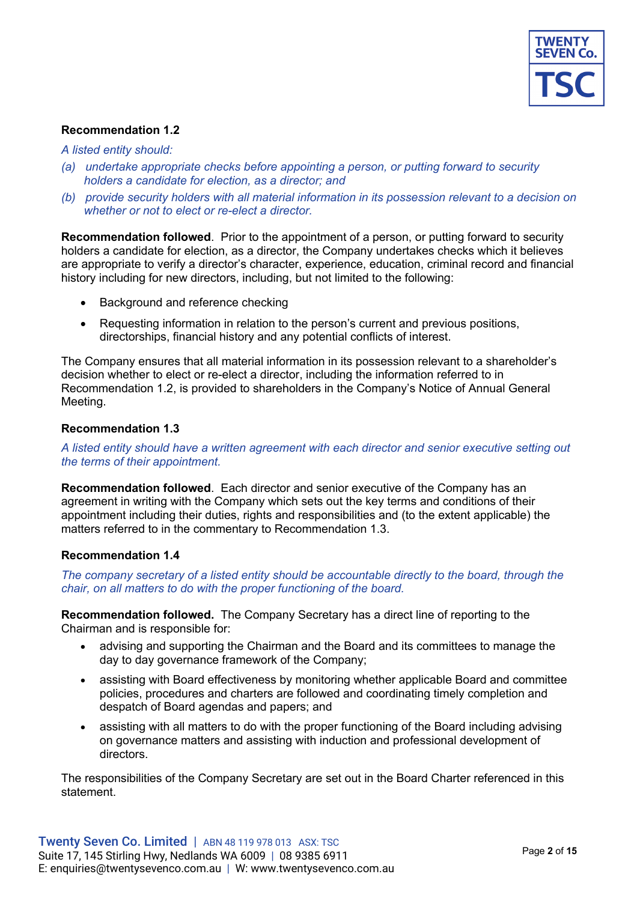**Recommendation 1.2**

*A listed entity should:*

*(a) undertake appropriate checks before appointing a person, or putting forward to security holders a candidate for election, as a director; and*

*(b) provide security holders with all material information in its possession relevant to a decision on whether or not to elect or re-elect a director.*

**Recommendation followed**. Prior to the appointment of a person, or putting forward to security holders a candidate for election, as a director, the Company undertakes checks which it believes are appropriate to verify a director's character, experience, education, criminal record and financial history including for new directors, including, but not limited to the following:

- Background and reference checking
- Requesting information in relation to the person's current and previous positions, directorships, financial history and any potential conflicts of interest.

The Company ensures that all material information in its possession relevant to a shareholder's decision whether to elect or re-elect a director, including the information referred to in Recommendation 1.2, is provided to shareholders in the Company's Notice of Annual General Meeting.

**Recommendation 1.3**

*A listed entity should have a written agreement with each director and senior executive setting out the terms of their appointment.*

**Recommendation followed**. Each director and senior executive of the Company has an agreement in writing with the Company which sets out the key terms and conditions of their appointment including their duties, rights and responsibilities and (to the extent applicable) the matters referred to in the commentary to Recommendation 1.3.

**Recommendation 1.4**

*The company secretary of a listed entity should be accountable directly to the board, through the chair, on all matters to do with the proper functioning of the board.*

**Recommendation followed.** The Company Secretary has a direct line of reporting to the Chairman and is responsible for:

- advising and supporting the Chairman and the Board and its committees to manage the day to day governance framework of the Company;
- assisting with Board effectiveness by monitoring whether applicable Board and committee policies, procedures and charters are followed and coordinating timely completion and despatch of Board agendas and papers; and
- assisting with all matters to do with the proper functioning of the Board including advising on governance matters and assisting with induction and professional development of directors.

The responsibilities of the Company Secretary are set out in the Board Charter referenced in this statement.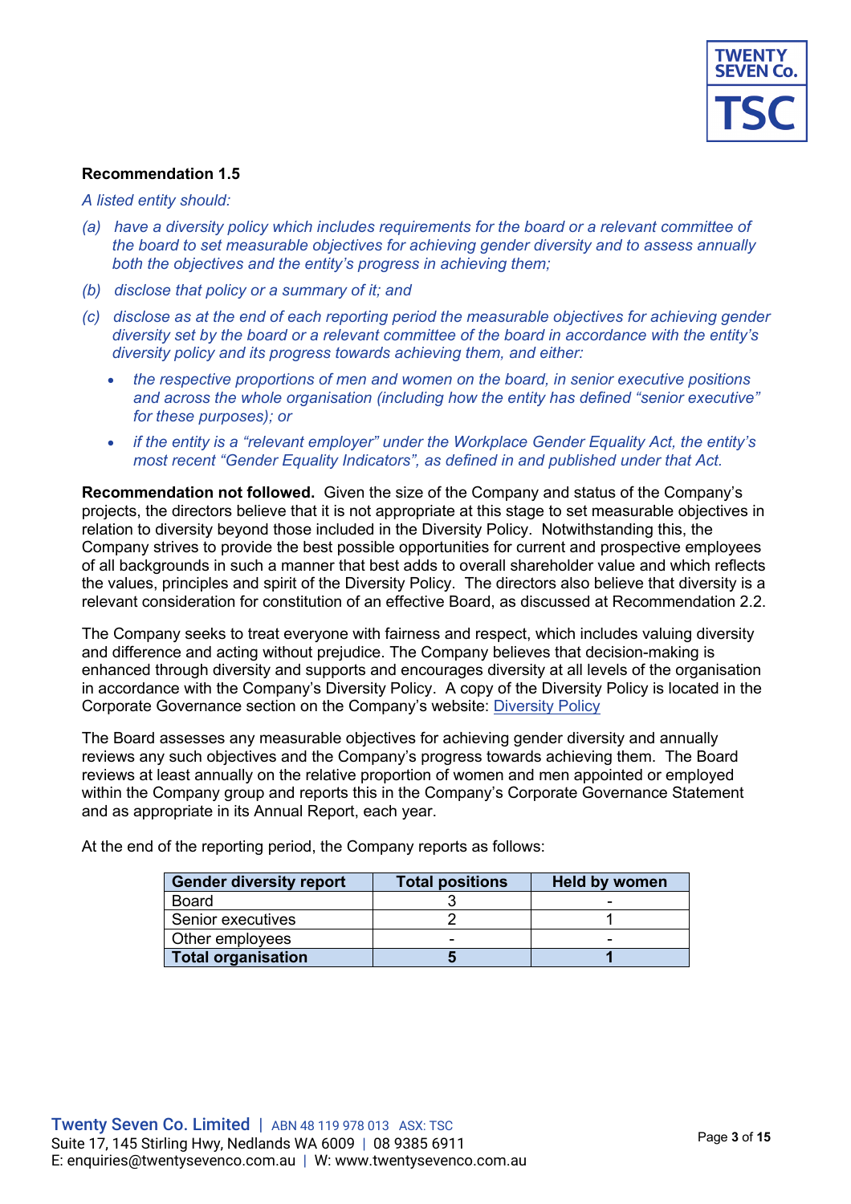**Recommendation 1.5**

*A listed entity should:*

*(a) have a diversity policy which includes requirements for the board or a relevant committee of the board to set measurable objectives for achieving gender diversity and to assess annually both the objectives and the entity's progress in achieving them;*

*(b) disclose that policy or a summary of it; and*

*(c) disclose as at the end of each reporting period the measurable objectives for achieving gender diversity set by the board or a relevant committee of the board in accordance with the entity's diversity policy and its progress towards achieving them, and either:*

- *the respective proportions of men and women on the board, in senior executive positions and across the whole organisation (including how the entity has defined "senior executive" for these purposes); or*
- *if the entity is a "relevant employer" under the Workplace Gender Equality Act, the entity's most recent "Gender Equality Indicators", as defined in and published under that Act.*

**Recommendation not followed.** Given the size of the Company and status of the Company's projects, the directors believe that it is not appropriate at this stage to set measurable objectives in relation to diversity beyond those included in the Diversity Policy. Notwithstanding this, the Company strives to provide the best possible opportunities for current and prospective employees of all backgrounds in such a manner that best adds to overall shareholder value and which reflects the values, principles and spirit of the Diversity Policy. The directors also believe that diversity is a relevant consideration for constitution of an effective Board, as discussed at Recommendation 2.2.

The Company seeks to treat everyone with fairness and respect, which includes valuing diversity and difference and acting without prejudice. The Company believes that decision-making is enhanced through diversity and supports and encourages diversity at all levels of the organisation in accordance with the Company's Diversity Policy. A copy of the Diversity Policy is located in the Corporate Governance section on the Company's website: Diversity Policy

The Board assesses any measurable objectives for achieving gender diversity and annually reviews any such objectives and the Company's progress towards achieving them. The Board reviews at least annually on the relative proportion of women and men appointed or employed within the Company group and reports this in the Company's Corporate Governance Statement and as appropriate in its Annual Report, each year.

At the end of the reporting period, the Company reports as follows:

| Gender diversity report | Total positions | Held by women |
|---|---|---|
| Board | 3 | - |
| Senior executives | 2 | 1 |
| Other employees | - | - |
| **Total organisation** | **5** | **1** |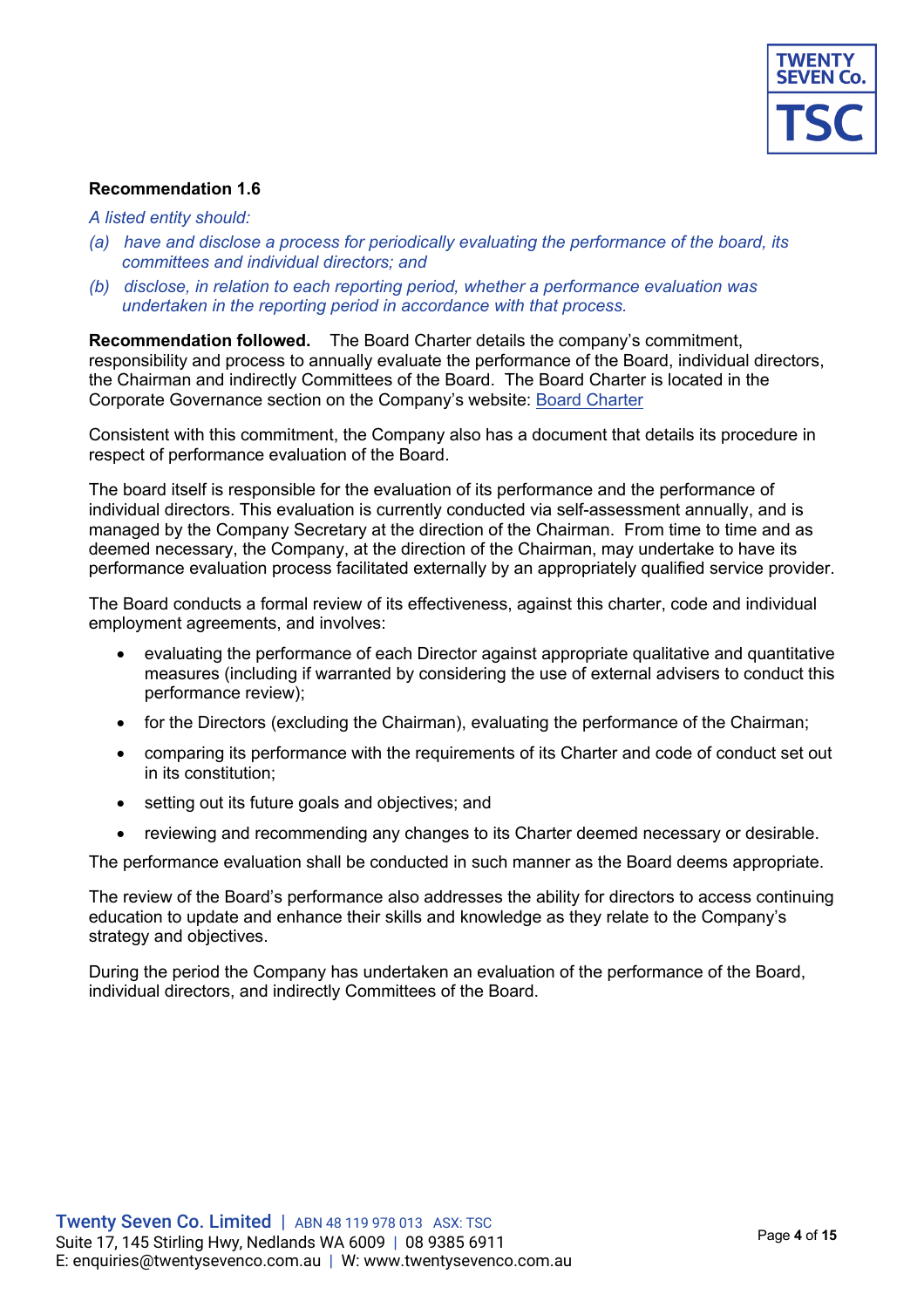**Recommendation 1.6**

*A listed entity should:*

*(a) have and disclose a process for periodically evaluating the performance of the board, its committees and individual directors; and*

*(b) disclose, in relation to each reporting period, whether a performance evaluation was undertaken in the reporting period in accordance with that process.*

**Recommendation followed.** The Board Charter details the company's commitment, responsibility and process to annually evaluate the performance of the Board, individual directors, the Chairman and indirectly Committees of the Board. The Board Charter is located in the Corporate Governance section on the Company's website: Board Charter

Consistent with this commitment, the Company also has a document that details its procedure in respect of performance evaluation of the Board.

The board itself is responsible for the evaluation of its performance and the performance of individual directors. This evaluation is currently conducted via self-assessment annually, and is managed by the Company Secretary at the direction of the Chairman. From time to time and as deemed necessary, the Company, at the direction of the Chairman, may undertake to have its performance evaluation process facilitated externally by an appropriately qualified service provider.

The Board conducts a formal review of its effectiveness, against this charter, code and individual employment agreements, and involves:

- evaluating the performance of each Director against appropriate qualitative and quantitative measures (including if warranted by considering the use of external advisers to conduct this performance review);
- for the Directors (excluding the Chairman), evaluating the performance of the Chairman;
- comparing its performance with the requirements of its Charter and code of conduct set out in its constitution;
- setting out its future goals and objectives; and
- reviewing and recommending any changes to its Charter deemed necessary or desirable.

The performance evaluation shall be conducted in such manner as the Board deems appropriate.

The review of the Board's performance also addresses the ability for directors to access continuing education to update and enhance their skills and knowledge as they relate to the Company's strategy and objectives.

During the period the Company has undertaken an evaluation of the performance of the Board, individual directors, and indirectly Committees of the Board.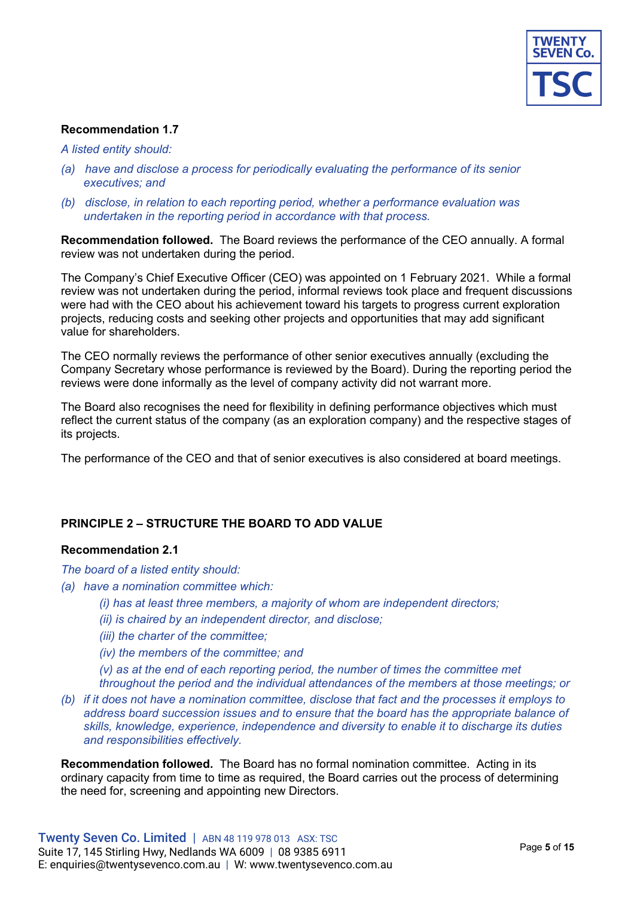**Recommendation 1.7**

*A listed entity should:*

*(a) have and disclose a process for periodically evaluating the performance of its senior executives; and*

*(b) disclose, in relation to each reporting period, whether a performance evaluation was undertaken in the reporting period in accordance with that process.*

**Recommendation followed.** The Board reviews the performance of the CEO annually. A formal review was not undertaken during the period.

The Company's Chief Executive Officer (CEO) was appointed on 1 February 2021. While a formal review was not undertaken during the period, informal reviews took place and frequent discussions were had with the CEO about his achievement toward his targets to progress current exploration projects, reducing costs and seeking other projects and opportunities that may add significant value for shareholders.

The CEO normally reviews the performance of other senior executives annually (excluding the Company Secretary whose performance is reviewed by the Board). During the reporting period the reviews were done informally as the level of company activity did not warrant more.

The Board also recognises the need for flexibility in defining performance objectives which must reflect the current status of the company (as an exploration company) and the respective stages of its projects.

The performance of the CEO and that of senior executives is also considered at board meetings.

## PRINCIPLE 2 – STRUCTURE THE BOARD TO ADD VALUE

**Recommendation 2.1**

*The board of a listed entity should:*

*(a) have a nomination committee which:*

*(i) has at least three members, a majority of whom are independent directors;*

*(ii) is chaired by an independent director, and disclose;*

*(iii) the charter of the committee;*

*(iv) the members of the committee; and*

*(v) as at the end of each reporting period, the number of times the committee met throughout the period and the individual attendances of the members at those meetings; or*

*(b) if it does not have a nomination committee, disclose that fact and the processes it employs to address board succession issues and to ensure that the board has the appropriate balance of skills, knowledge, experience, independence and diversity to enable it to discharge its duties and responsibilities effectively.*

**Recommendation followed.** The Board has no formal nomination committee. Acting in its ordinary capacity from time to time as required, the Board carries out the process of determining the need for, screening and appointing new Directors.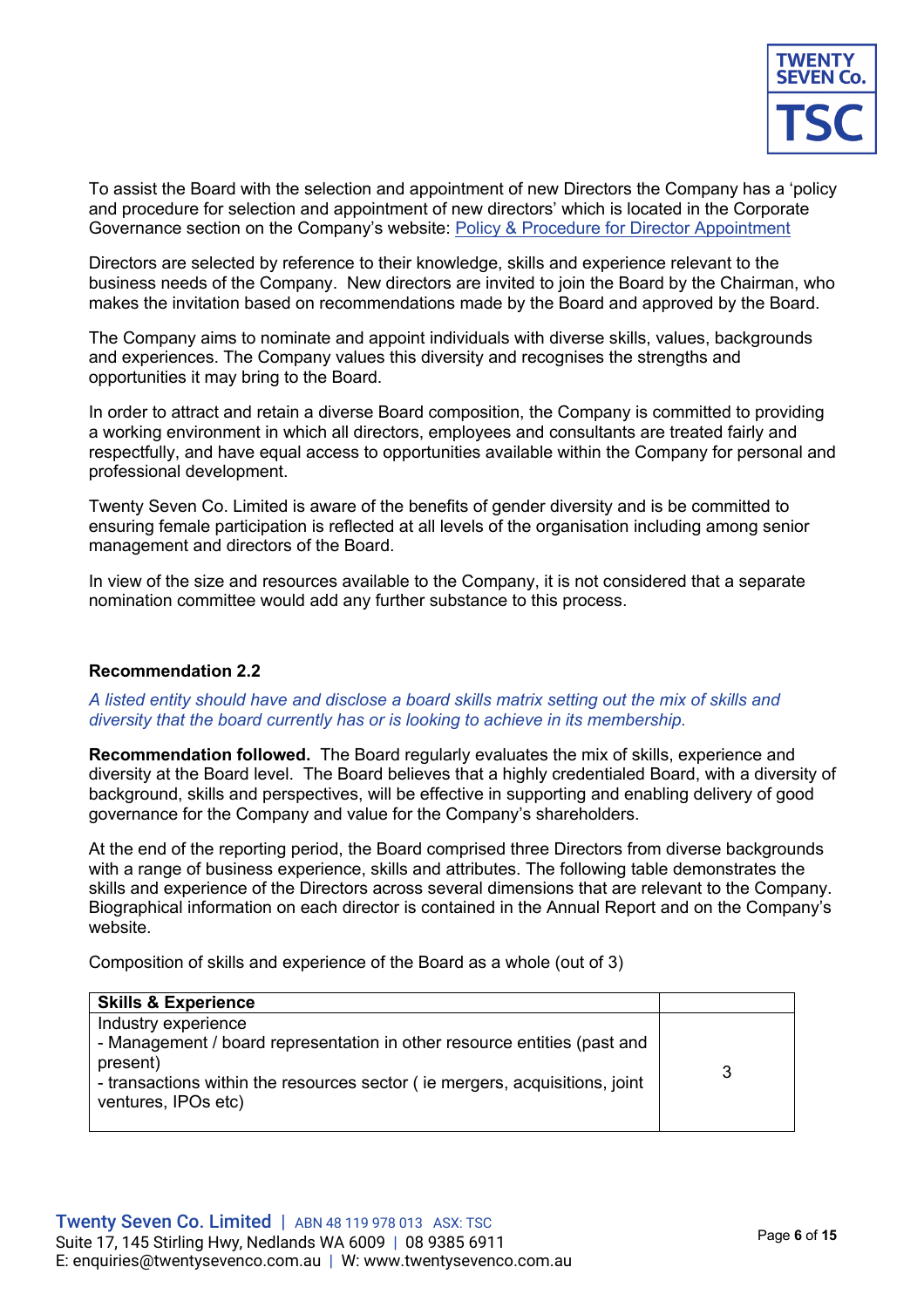To assist the Board with the selection and appointment of new Directors the Company has a 'policy and procedure for selection and appointment of new directors' which is located in the Corporate Governance section on the Company's website: Policy & Procedure for Director Appointment

Directors are selected by reference to their knowledge, skills and experience relevant to the business needs of the Company. New directors are invited to join the Board by the Chairman, who makes the invitation based on recommendations made by the Board and approved by the Board.

The Company aims to nominate and appoint individuals with diverse skills, values, backgrounds and experiences. The Company values this diversity and recognises the strengths and opportunities it may bring to the Board.

In order to attract and retain a diverse Board composition, the Company is committed to providing a working environment in which all directors, employees and consultants are treated fairly and respectfully, and have equal access to opportunities available within the Company for personal and professional development.

Twenty Seven Co. Limited is aware of the benefits of gender diversity and is be committed to ensuring female participation is reflected at all levels of the organisation including among senior management and directors of the Board.

In view of the size and resources available to the Company, it is not considered that a separate nomination committee would add any further substance to this process.

**Recommendation 2.2**

*A listed entity should have and disclose a board skills matrix setting out the mix of skills and diversity that the board currently has or is looking to achieve in its membership.*

**Recommendation followed.** The Board regularly evaluates the mix of skills, experience and diversity at the Board level. The Board believes that a highly credentialed Board, with a diversity of background, skills and perspectives, will be effective in supporting and enabling delivery of good governance for the Company and value for the Company's shareholders.

At the end of the reporting period, the Board comprised three Directors from diverse backgrounds with a range of business experience, skills and attributes. The following table demonstrates the skills and experience of the Directors across several dimensions that are relevant to the Company. Biographical information on each director is contained in the Annual Report and on the Company's website.

Composition of skills and experience of the Board as a whole (out of 3)

| **Skills & Experience** | |
|---|---|
| Industry experience<br>- Management / board representation in other resource entities (past and present)<br>- transactions within the resources sector ( ie mergers, acquisitions, joint ventures, IPOs etc) | 3 |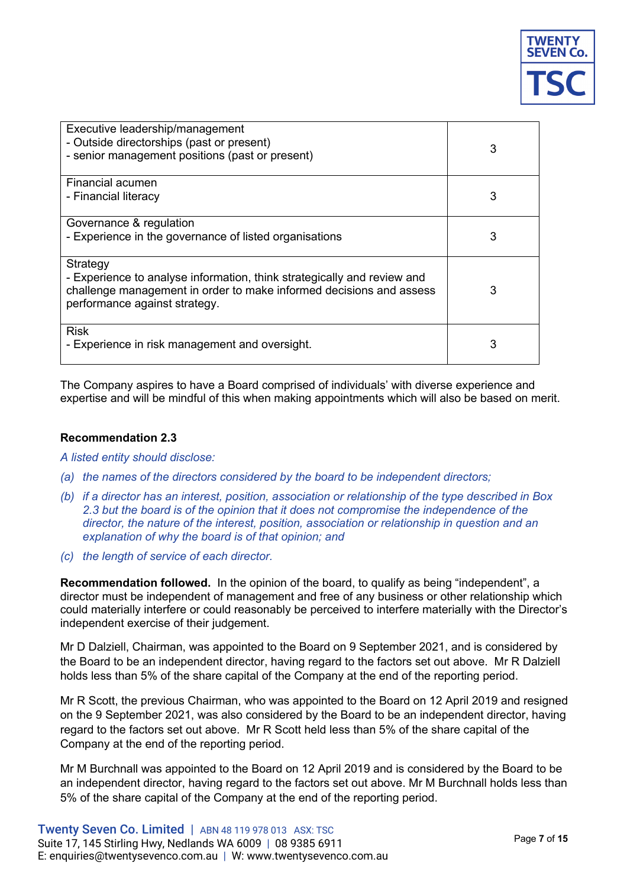| Executive leadership/management<br>- Outside directorships (past or present)<br>- senior management positions (past or present) | 3 |
|---|---|
| Financial acumen<br>- Financial literacy | 3 |
| Governance & regulation<br>- Experience in the governance of listed organisations | 3 |
| Strategy<br>- Experience to analyse information, think strategically and review and challenge management in order to make informed decisions and assess performance against strategy. | 3 |
| Risk<br>- Experience in risk management and oversight. | 3 |

The Company aspires to have a Board comprised of individuals' with diverse experience and expertise and will be mindful of this when making appointments which will also be based on merit.

**Recommendation 2.3**

*A listed entity should disclose:*

*(a) the names of the directors considered by the board to be independent directors;*

*(b) if a director has an interest, position, association or relationship of the type described in Box 2.3 but the board is of the opinion that it does not compromise the independence of the director, the nature of the interest, position, association or relationship in question and an explanation of why the board is of that opinion; and*

*(c) the length of service of each director.*

**Recommendation followed.** In the opinion of the board, to qualify as being "independent", a director must be independent of management and free of any business or other relationship which could materially interfere or could reasonably be perceived to interfere materially with the Director's independent exercise of their judgement.

Mr D Dalziell, Chairman, was appointed to the Board on 9 September 2021, and is considered by the Board to be an independent director, having regard to the factors set out above. Mr R Dalziell holds less than 5% of the share capital of the Company at the end of the reporting period.

Mr R Scott, the previous Chairman, who was appointed to the Board on 12 April 2019 and resigned on the 9 September 2021, was also considered by the Board to be an independent director, having regard to the factors set out above. Mr R Scott held less than 5% of the share capital of the Company at the end of the reporting period.

Mr M Burchnall was appointed to the Board on 12 April 2019 and is considered by the Board to be an independent director, having regard to the factors set out above. Mr M Burchnall holds less than 5% of the share capital of the Company at the end of the reporting period.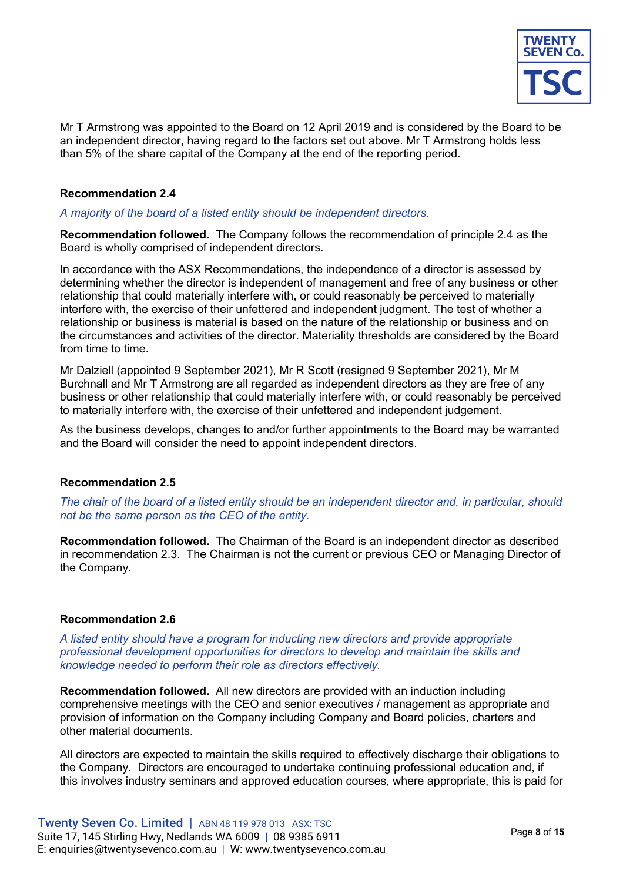Mr T Armstrong was appointed to the Board on 12 April 2019 and is considered by the Board to be an independent director, having regard to the factors set out above. Mr T Armstrong holds less than 5% of the share capital of the Company at the end of the reporting period.

**Recommendation 2.4**

*A majority of the board of a listed entity should be independent directors.*

**Recommendation followed.** The Company follows the recommendation of principle 2.4 as the Board is wholly comprised of independent directors.

In accordance with the ASX Recommendations, the independence of a director is assessed by determining whether the director is independent of management and free of any business or other relationship that could materially interfere with, or could reasonably be perceived to materially interfere with, the exercise of their unfettered and independent judgment. The test of whether a relationship or business is material is based on the nature of the relationship or business and on the circumstances and activities of the director. Materiality thresholds are considered by the Board from time to time.

Mr Dalziell (appointed 9 September 2021), Mr R Scott (resigned 9 September 2021), Mr M Burchnall and Mr T Armstrong are all regarded as independent directors as they are free of any business or other relationship that could materially interfere with, or could reasonably be perceived to materially interfere with, the exercise of their unfettered and independent judgement.

As the business develops, changes to and/or further appointments to the Board may be warranted and the Board will consider the need to appoint independent directors.

**Recommendation 2.5**

*The chair of the board of a listed entity should be an independent director and, in particular, should not be the same person as the CEO of the entity.*

**Recommendation followed.** The Chairman of the Board is an independent director as described in recommendation 2.3. The Chairman is not the current or previous CEO or Managing Director of the Company.

**Recommendation 2.6**

*A listed entity should have a program for inducting new directors and provide appropriate professional development opportunities for directors to develop and maintain the skills and knowledge needed to perform their role as directors effectively.*

**Recommendation followed.** All new directors are provided with an induction including comprehensive meetings with the CEO and senior executives / management as appropriate and provision of information on the Company including Company and Board policies, charters and other material documents.

All directors are expected to maintain the skills required to effectively discharge their obligations to the Company. Directors are encouraged to undertake continuing professional education and, if this involves industry seminars and approved education courses, where appropriate, this is paid for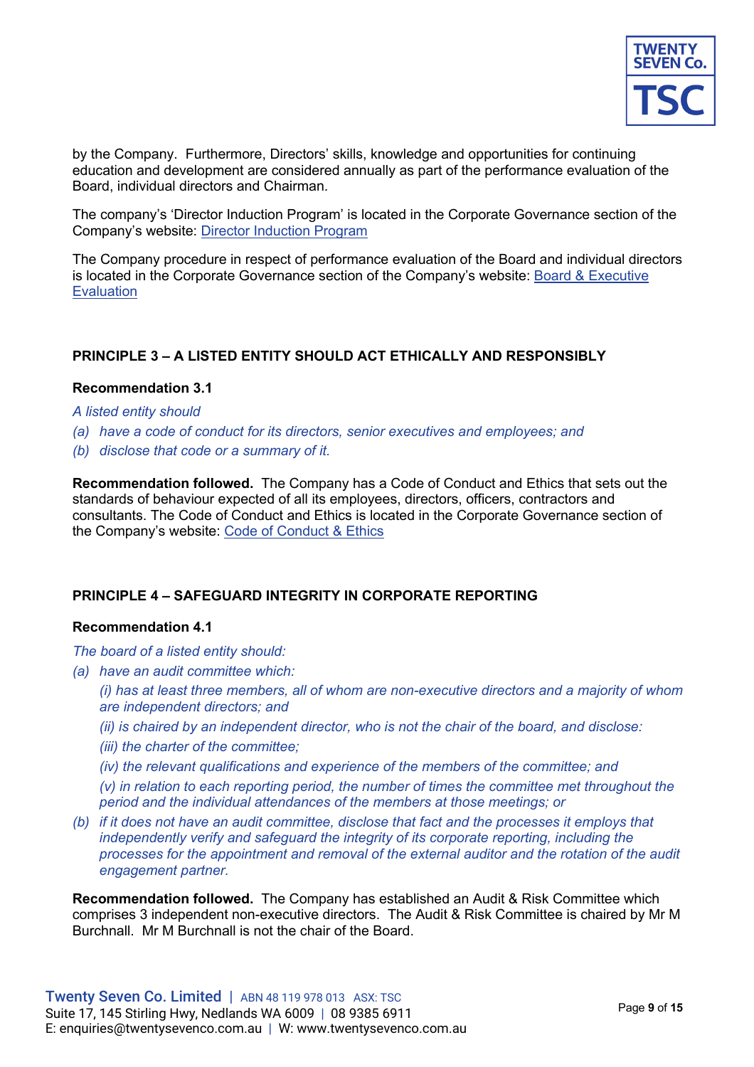by the Company. Furthermore, Directors' skills, knowledge and opportunities for continuing education and development are considered annually as part of the performance evaluation of the Board, individual directors and Chairman.

The company's 'Director Induction Program' is located in the Corporate Governance section of the Company's website: Director Induction Program

The Company procedure in respect of performance evaluation of the Board and individual directors is located in the Corporate Governance section of the Company's website: Board & Executive Evaluation

## PRINCIPLE 3 – A LISTED ENTITY SHOULD ACT ETHICALLY AND RESPONSIBLY

### Recommendation 3.1

*A listed entity should*

*(a) have a code of conduct for its directors, senior executives and employees; and*

*(b) disclose that code or a summary of it.*

**Recommendation followed.** The Company has a Code of Conduct and Ethics that sets out the standards of behaviour expected of all its employees, directors, officers, contractors and consultants. The Code of Conduct and Ethics is located in the Corporate Governance section of the Company's website: Code of Conduct & Ethics

## PRINCIPLE 4 – SAFEGUARD INTEGRITY IN CORPORATE REPORTING

### Recommendation 4.1

*The board of a listed entity should:*

*(a) have an audit committee which:*

*(i) has at least three members, all of whom are non-executive directors and a majority of whom are independent directors; and*

*(ii) is chaired by an independent director, who is not the chair of the board, and disclose:*

*(iii) the charter of the committee;*

*(iv) the relevant qualifications and experience of the members of the committee; and*

*(v) in relation to each reporting period, the number of times the committee met throughout the period and the individual attendances of the members at those meetings; or*

*(b) if it does not have an audit committee, disclose that fact and the processes it employs that independently verify and safeguard the integrity of its corporate reporting, including the processes for the appointment and removal of the external auditor and the rotation of the audit engagement partner.*

**Recommendation followed.** The Company has established an Audit & Risk Committee which comprises 3 independent non-executive directors. The Audit & Risk Committee is chaired by Mr M Burchnall. Mr M Burchnall is not the chair of the Board.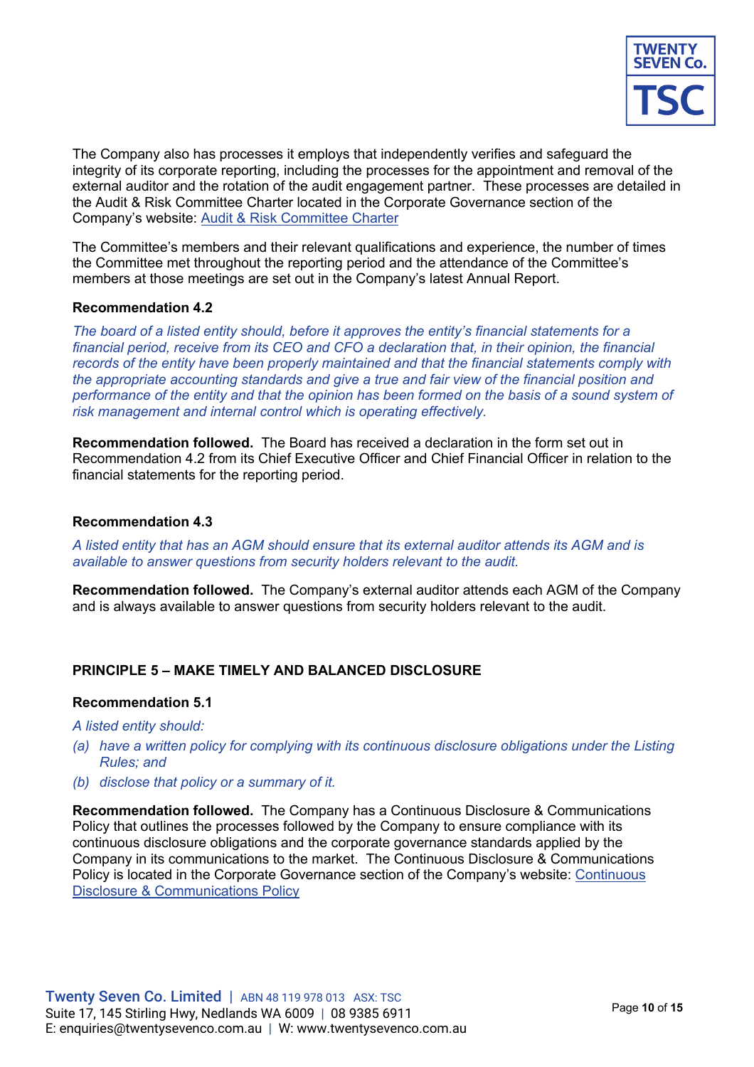The Company also has processes it employs that independently verifies and safeguard the integrity of its corporate reporting, including the processes for the appointment and removal of the external auditor and the rotation of the audit engagement partner. These processes are detailed in the Audit & Risk Committee Charter located in the Corporate Governance section of the Company's website: Audit & Risk Committee Charter

The Committee's members and their relevant qualifications and experience, the number of times the Committee met throughout the reporting period and the attendance of the Committee's members at those meetings are set out in the Company's latest Annual Report.

### Recommendation 4.2

*The board of a listed entity should, before it approves the entity's financial statements for a financial period, receive from its CEO and CFO a declaration that, in their opinion, the financial records of the entity have been properly maintained and that the financial statements comply with the appropriate accounting standards and give a true and fair view of the financial position and performance of the entity and that the opinion has been formed on the basis of a sound system of risk management and internal control which is operating effectively.*

**Recommendation followed.** The Board has received a declaration in the form set out in Recommendation 4.2 from its Chief Executive Officer and Chief Financial Officer in relation to the financial statements for the reporting period.

### Recommendation 4.3

*A listed entity that has an AGM should ensure that its external auditor attends its AGM and is available to answer questions from security holders relevant to the audit.*

**Recommendation followed.** The Company's external auditor attends each AGM of the Company and is always available to answer questions from security holders relevant to the audit.

## PRINCIPLE 5 – MAKE TIMELY AND BALANCED DISCLOSURE

### Recommendation 5.1

*A listed entity should:*

*(a) have a written policy for complying with its continuous disclosure obligations under the Listing Rules; and*

*(b) disclose that policy or a summary of it.*

**Recommendation followed.** The Company has a Continuous Disclosure & Communications Policy that outlines the processes followed by the Company to ensure compliance with its continuous disclosure obligations and the corporate governance standards applied by the Company in its communications to the market. The Continuous Disclosure & Communications Policy is located in the Corporate Governance section of the Company's website: Continuous Disclosure & Communications Policy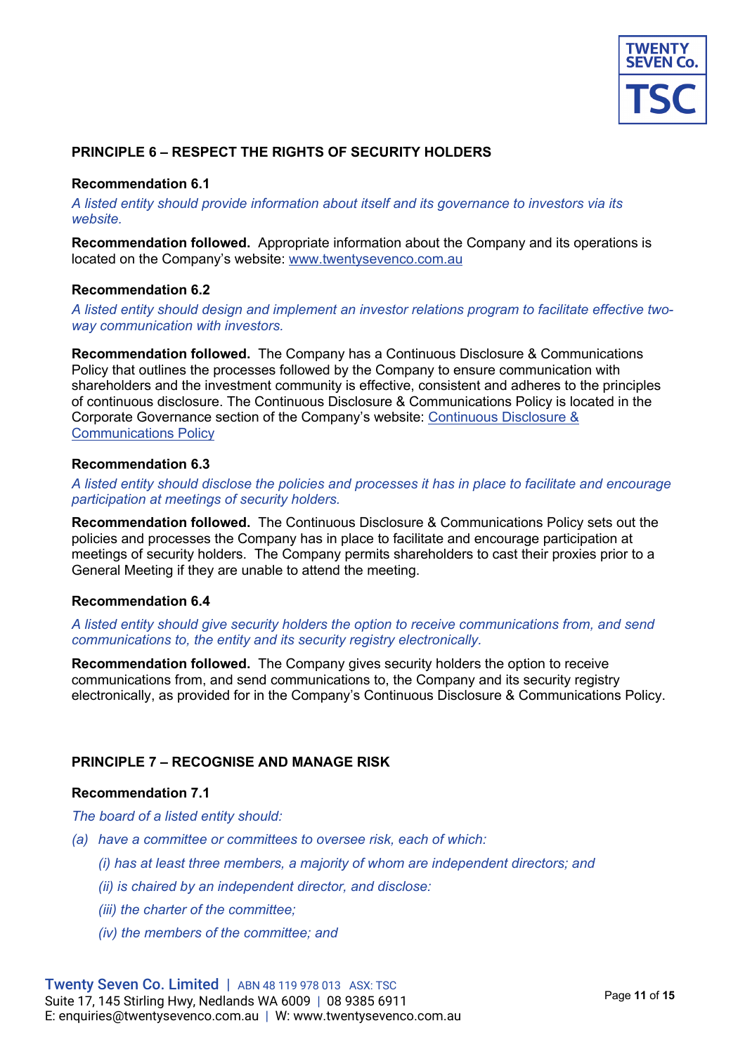## PRINCIPLE 6 – RESPECT THE RIGHTS OF SECURITY HOLDERS

### Recommendation 6.1

*A listed entity should provide information about itself and its governance to investors via its website.*

**Recommendation followed.** Appropriate information about the Company and its operations is located on the Company's website: www.twentysevenco.com.au

### Recommendation 6.2

*A listed entity should design and implement an investor relations program to facilitate effective two-way communication with investors.*

**Recommendation followed.** The Company has a Continuous Disclosure & Communications Policy that outlines the processes followed by the Company to ensure communication with shareholders and the investment community is effective, consistent and adheres to the principles of continuous disclosure. The Continuous Disclosure & Communications Policy is located in the Corporate Governance section of the Company's website: Continuous Disclosure & Communications Policy

### Recommendation 6.3

*A listed entity should disclose the policies and processes it has in place to facilitate and encourage participation at meetings of security holders.*

**Recommendation followed.** The Continuous Disclosure & Communications Policy sets out the policies and processes the Company has in place to facilitate and encourage participation at meetings of security holders. The Company permits shareholders to cast their proxies prior to a General Meeting if they are unable to attend the meeting.

### Recommendation 6.4

*A listed entity should give security holders the option to receive communications from, and send communications to, the entity and its security registry electronically.*

**Recommendation followed.** The Company gives security holders the option to receive communications from, and send communications to, the Company and its security registry electronically, as provided for in the Company's Continuous Disclosure & Communications Policy.

## PRINCIPLE 7 – RECOGNISE AND MANAGE RISK

### Recommendation 7.1

*The board of a listed entity should:*

*(a) have a committee or committees to oversee risk, each of which:*

*(i) has at least three members, a majority of whom are independent directors; and*

*(ii) is chaired by an independent director, and disclose:*

*(iii) the charter of the committee;*

*(iv) the members of the committee; and*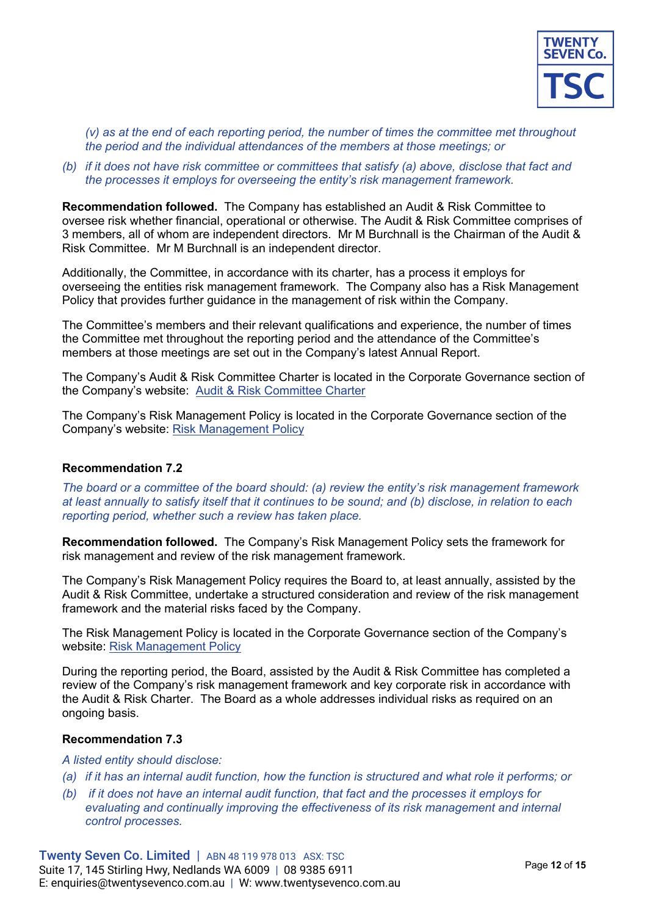*(v) as at the end of each reporting period, the number of times the committee met throughout the period and the individual attendances of the members at those meetings; or*

*(b) if it does not have risk committee or committees that satisfy (a) above, disclose that fact and the processes it employs for overseeing the entity's risk management framework.*

**Recommendation followed.** The Company has established an Audit & Risk Committee to oversee risk whether financial, operational or otherwise. The Audit & Risk Committee comprises of 3 members, all of whom are independent directors. Mr M Burchnall is the Chairman of the Audit & Risk Committee. Mr M Burchnall is an independent director.

Additionally, the Committee, in accordance with its charter, has a process it employs for overseeing the entities risk management framework. The Company also has a Risk Management Policy that provides further guidance in the management of risk within the Company.

The Committee's members and their relevant qualifications and experience, the number of times the Committee met throughout the reporting period and the attendance of the Committee's members at those meetings are set out in the Company's latest Annual Report.

The Company's Audit & Risk Committee Charter is located in the Corporate Governance section of the Company's website: Audit & Risk Committee Charter

The Company's Risk Management Policy is located in the Corporate Governance section of the Company's website: Risk Management Policy

### Recommendation 7.2

*The board or a committee of the board should: (a) review the entity's risk management framework at least annually to satisfy itself that it continues to be sound; and (b) disclose, in relation to each reporting period, whether such a review has taken place.*

**Recommendation followed.** The Company's Risk Management Policy sets the framework for risk management and review of the risk management framework.

The Company's Risk Management Policy requires the Board to, at least annually, assisted by the Audit & Risk Committee, undertake a structured consideration and review of the risk management framework and the material risks faced by the Company.

The Risk Management Policy is located in the Corporate Governance section of the Company's website: Risk Management Policy

During the reporting period, the Board, assisted by the Audit & Risk Committee has completed a review of the Company's risk management framework and key corporate risk in accordance with the Audit & Risk Charter. The Board as a whole addresses individual risks as required on an ongoing basis.

### Recommendation 7.3

*A listed entity should disclose:*

*(a) if it has an internal audit function, how the function is structured and what role it performs; or*

*(b) if it does not have an internal audit function, that fact and the processes it employs for evaluating and continually improving the effectiveness of its risk management and internal control processes.*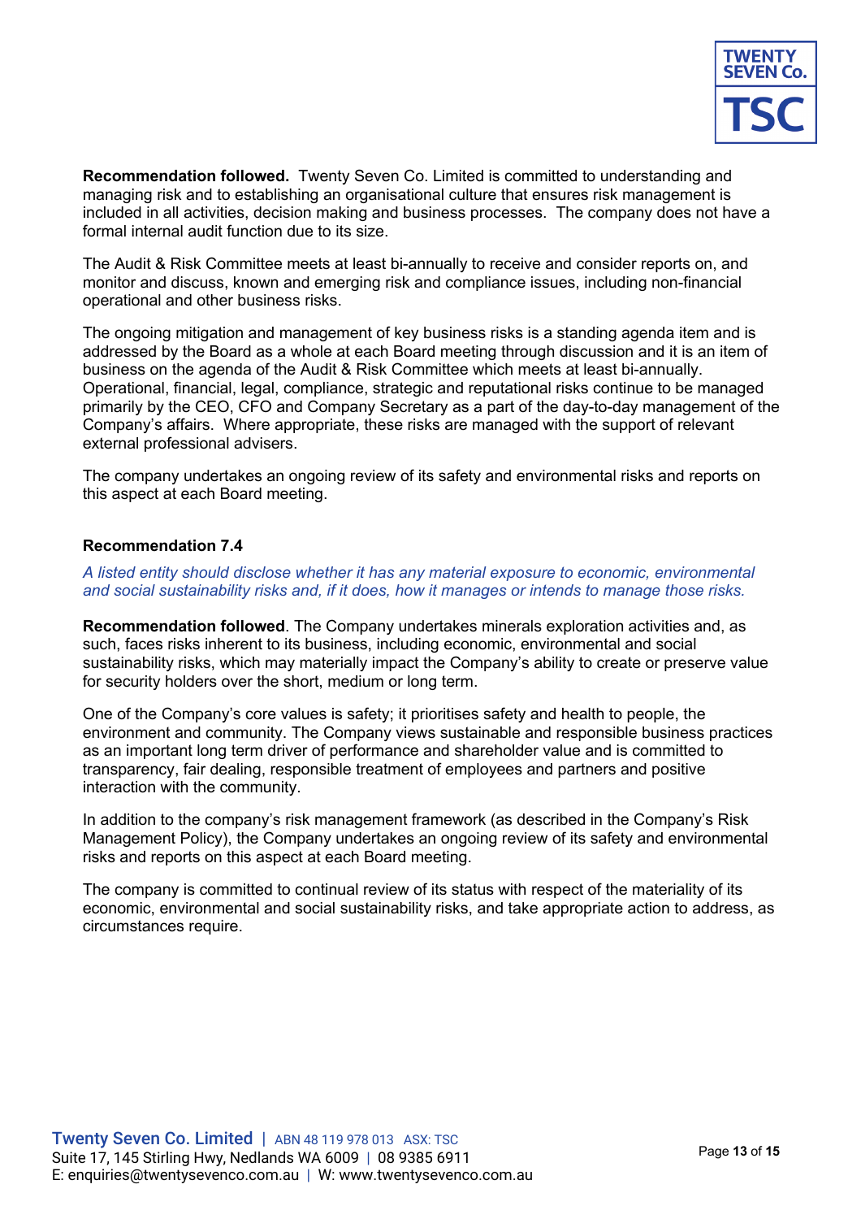**Recommendation followed.** Twenty Seven Co. Limited is committed to understanding and managing risk and to establishing an organisational culture that ensures risk management is included in all activities, decision making and business processes. The company does not have a formal internal audit function due to its size.

The Audit & Risk Committee meets at least bi-annually to receive and consider reports on, and monitor and discuss, known and emerging risk and compliance issues, including non-financial operational and other business risks.

The ongoing mitigation and management of key business risks is a standing agenda item and is addressed by the Board as a whole at each Board meeting through discussion and it is an item of business on the agenda of the Audit & Risk Committee which meets at least bi-annually. Operational, financial, legal, compliance, strategic and reputational risks continue to be managed primarily by the CEO, CFO and Company Secretary as a part of the day-to-day management of the Company's affairs. Where appropriate, these risks are managed with the support of relevant external professional advisers.

The company undertakes an ongoing review of its safety and environmental risks and reports on this aspect at each Board meeting.

**Recommendation 7.4**

*A listed entity should disclose whether it has any material exposure to economic, environmental and social sustainability risks and, if it does, how it manages or intends to manage those risks.*

**Recommendation followed**. The Company undertakes minerals exploration activities and, as such, faces risks inherent to its business, including economic, environmental and social sustainability risks, which may materially impact the Company's ability to create or preserve value for security holders over the short, medium or long term.

One of the Company's core values is safety; it prioritises safety and health to people, the environment and community. The Company views sustainable and responsible business practices as an important long term driver of performance and shareholder value and is committed to transparency, fair dealing, responsible treatment of employees and partners and positive interaction with the community.

In addition to the company's risk management framework (as described in the Company's Risk Management Policy), the Company undertakes an ongoing review of its safety and environmental risks and reports on this aspect at each Board meeting.

The company is committed to continual review of its status with respect of the materiality of its economic, environmental and social sustainability risks, and take appropriate action to address, as circumstances require.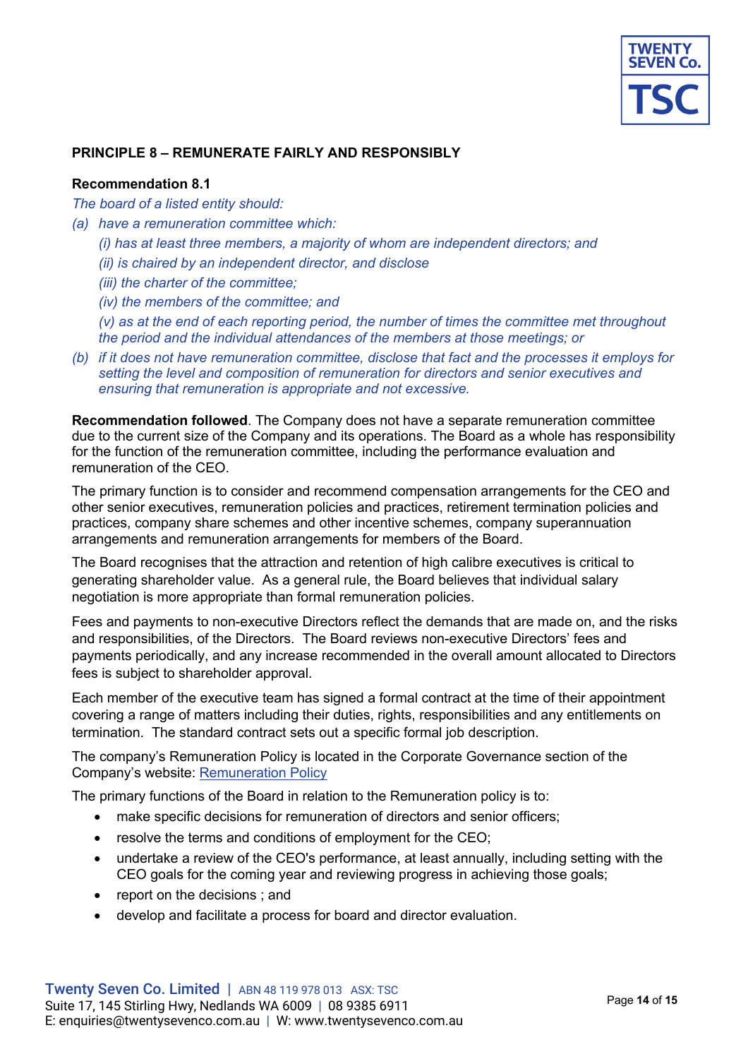## PRINCIPLE 8 – REMUNERATE FAIRLY AND RESPONSIBLY

### Recommendation 8.1

*The board of a listed entity should:*

*(a) have a remuneration committee which:*

*(i) has at least three members, a majority of whom are independent directors; and*

*(ii) is chaired by an independent director, and disclose*

*(iii) the charter of the committee;*

*(iv) the members of the committee; and*

*(v) as at the end of each reporting period, the number of times the committee met throughout the period and the individual attendances of the members at those meetings; or*

*(b) if it does not have remuneration committee, disclose that fact and the processes it employs for setting the level and composition of remuneration for directors and senior executives and ensuring that remuneration is appropriate and not excessive.*

**Recommendation followed**. The Company does not have a separate remuneration committee due to the current size of the Company and its operations. The Board as a whole has responsibility for the function of the remuneration committee, including the performance evaluation and remuneration of the CEO.

The primary function is to consider and recommend compensation arrangements for the CEO and other senior executives, remuneration policies and practices, retirement termination policies and practices, company share schemes and other incentive schemes, company superannuation arrangements and remuneration arrangements for members of the Board.

The Board recognises that the attraction and retention of high calibre executives is critical to generating shareholder value. As a general rule, the Board believes that individual salary negotiation is more appropriate than formal remuneration policies.

Fees and payments to non-executive Directors reflect the demands that are made on, and the risks and responsibilities, of the Directors. The Board reviews non-executive Directors' fees and payments periodically, and any increase recommended in the overall amount allocated to Directors fees is subject to shareholder approval.

Each member of the executive team has signed a formal contract at the time of their appointment covering a range of matters including their duties, rights, responsibilities and any entitlements on termination. The standard contract sets out a specific formal job description.

The company's Remuneration Policy is located in the Corporate Governance section of the Company's website: Remuneration Policy

The primary functions of the Board in relation to the Remuneration policy is to:

- make specific decisions for remuneration of directors and senior officers;
- resolve the terms and conditions of employment for the CEO;
- undertake a review of the CEO's performance, at least annually, including setting with the CEO goals for the coming year and reviewing progress in achieving those goals;
- report on the decisions ; and
- develop and facilitate a process for board and director evaluation.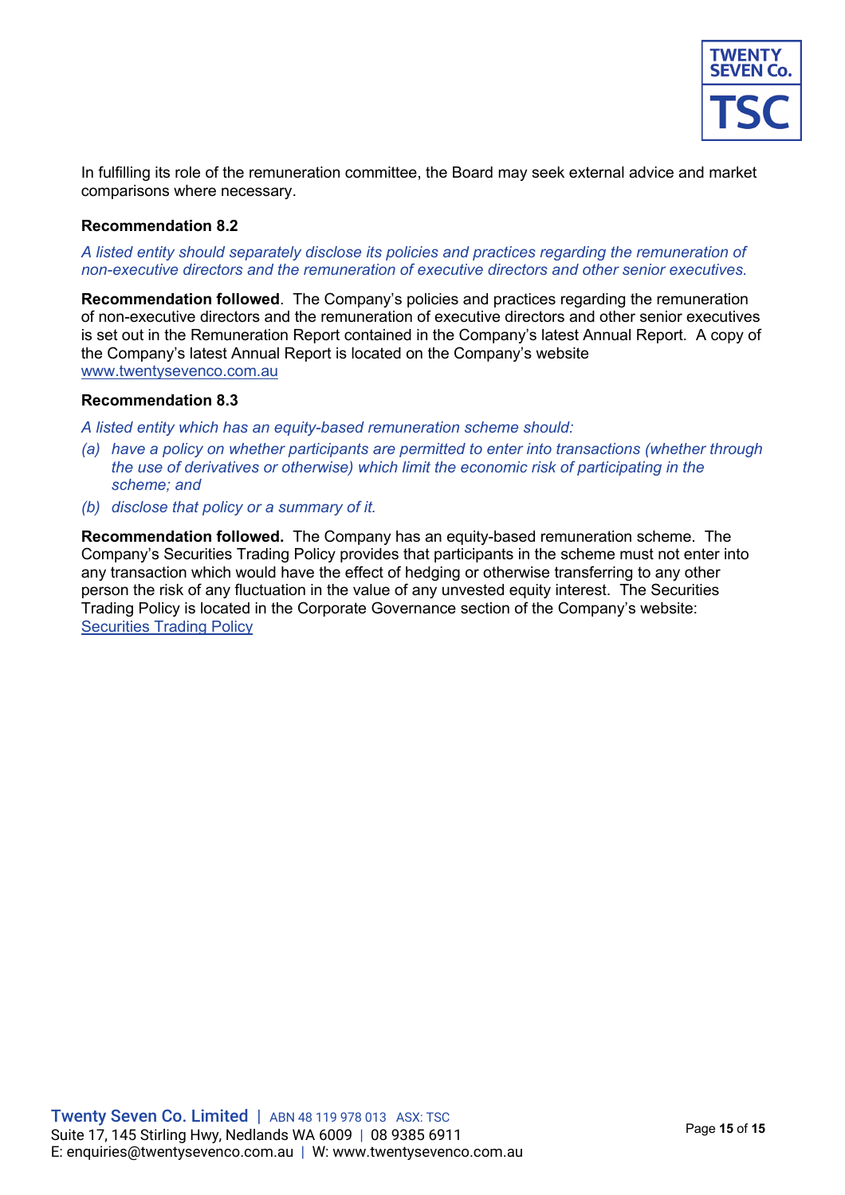In fulfilling its role of the remuneration committee, the Board may seek external advice and market comparisons where necessary.

**Recommendation 8.2**

*A listed entity should separately disclose its policies and practices regarding the remuneration of non-executive directors and the remuneration of executive directors and other senior executives.*

**Recommendation followed**. The Company's policies and practices regarding the remuneration of non-executive directors and the remuneration of executive directors and other senior executives is set out in the Remuneration Report contained in the Company's latest Annual Report. A copy of the Company's latest Annual Report is located on the Company's website www.twentysevenco.com.au

**Recommendation 8.3**

*A listed entity which has an equity-based remuneration scheme should:*

*(a) have a policy on whether participants are permitted to enter into transactions (whether through the use of derivatives or otherwise) which limit the economic risk of participating in the scheme; and*

*(b) disclose that policy or a summary of it.*

**Recommendation followed.** The Company has an equity-based remuneration scheme. The Company's Securities Trading Policy provides that participants in the scheme must not enter into any transaction which would have the effect of hedging or otherwise transferring to any other person the risk of any fluctuation in the value of any unvested equity interest. The Securities Trading Policy is located in the Corporate Governance section of the Company's website: Securities Trading Policy